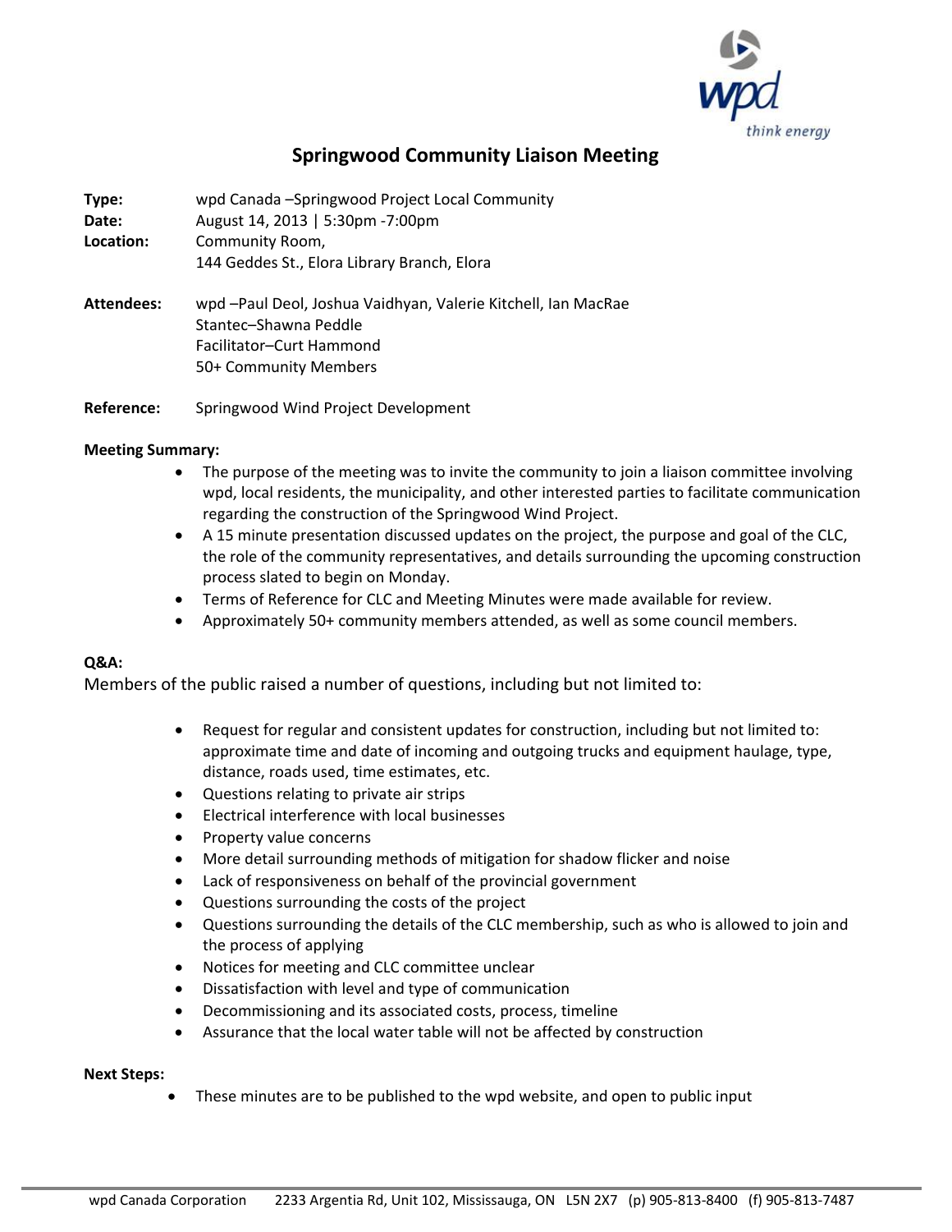# Springwood Community Liaison Meeting

**Type:** wpd Canada –Springwood Project Local Community
**Date:** August 14, 2013 | 5:30pm -7:00pm
**Location:** Community Room,
144 Geddes St., Elora Library Branch, Elora

**Attendees:** wpd –Paul Deol, Joshua Vaidhyan, Valerie Kitchell, Ian MacRae
Stantec–Shawna Peddle
Facilitator–Curt Hammond
50+ Community Members

**Reference:** Springwood Wind Project Development

**Meeting Summary:**

- The purpose of the meeting was to invite the community to join a liaison committee involving wpd, local residents, the municipality, and other interested parties to facilitate communication regarding the construction of the Springwood Wind Project.
- A 15 minute presentation discussed updates on the project, the purpose and goal of the CLC, the role of the community representatives, and details surrounding the upcoming construction process slated to begin on Monday.
- Terms of Reference for CLC and Meeting Minutes were made available for review.
- Approximately 50+ community members attended, as well as some council members.

**Q&A:**

Members of the public raised a number of questions, including but not limited to:

- Request for regular and consistent updates for construction, including but not limited to: approximate time and date of incoming and outgoing trucks and equipment haulage, type, distance, roads used, time estimates, etc.
- Questions relating to private air strips
- Electrical interference with local businesses
- Property value concerns
- More detail surrounding methods of mitigation for shadow flicker and noise
- Lack of responsiveness on behalf of the provincial government
- Questions surrounding the costs of the project
- Questions surrounding the details of the CLC membership, such as who is allowed to join and the process of applying
- Notices for meeting and CLC committee unclear
- Dissatisfaction with level and type of communication
- Decommissioning and its associated costs, process, timeline
- Assurance that the local water table will not be affected by construction

**Next Steps:**

- These minutes are to be published to the wpd website, and open to public input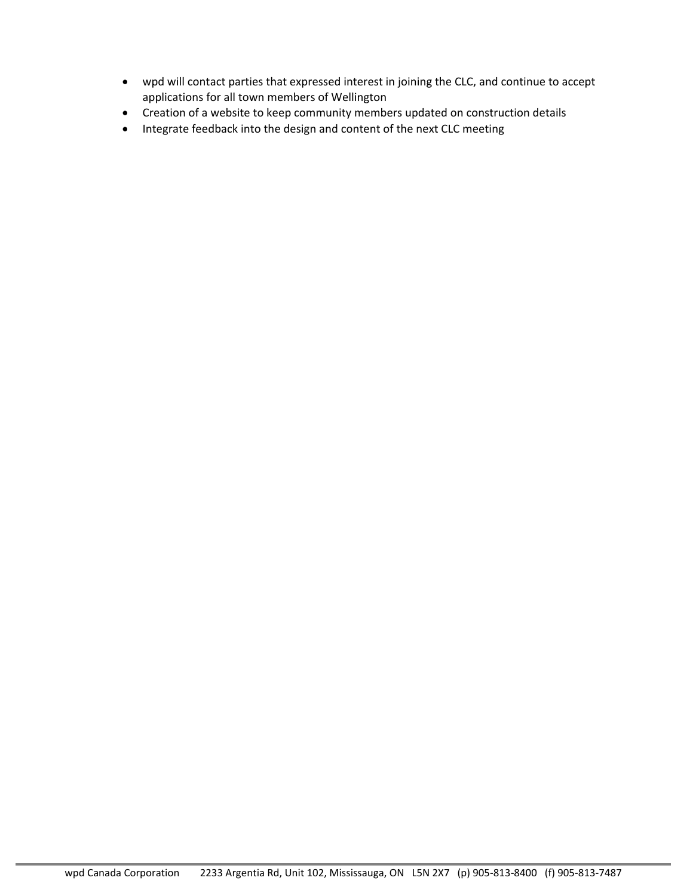- wpd will contact parties that expressed interest in joining the CLC, and continue to accept applications for all town members of Wellington
- Creation of a website to keep community members updated on construction details
- Integrate feedback into the design and content of the next CLC meeting